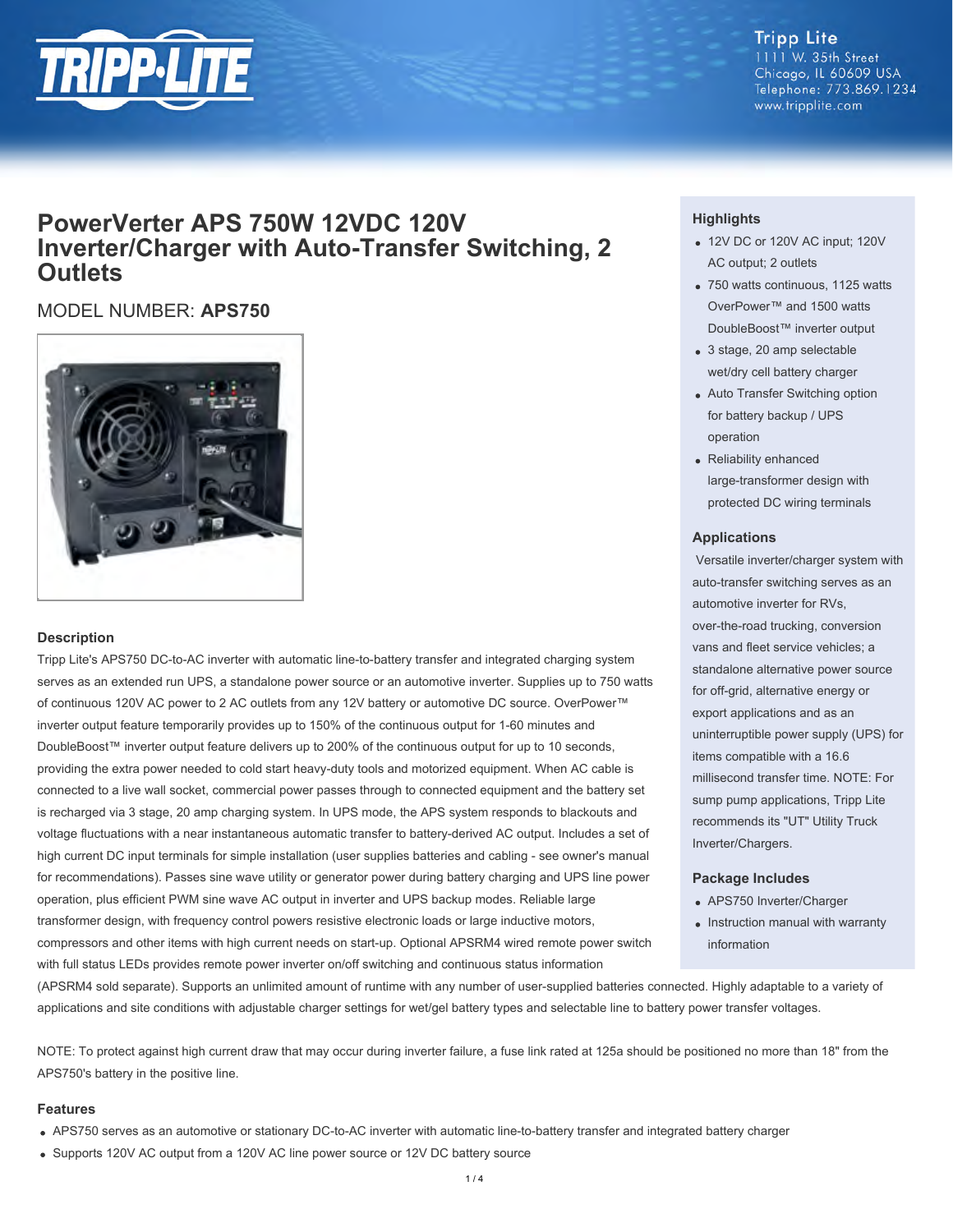Tripp Lite
1111 W. 35th Street
Chicago, IL 60609 USA
Telephone: 773.869.1234
www.tripplite.com

# PowerVerter APS 750W 12VDC 120V Inverter/Charger with Auto-Transfer Switching, 2 Outlets

## MODEL NUMBER: **APS750**

### Description

Tripp Lite's APS750 DC-to-AC inverter with automatic line-to-battery transfer and integrated charging system serves as an extended run UPS, a standalone power source or an automotive inverter. Supplies up to 750 watts of continuous 120V AC power to 2 AC outlets from any 12V battery or automotive DC source. OverPower™ inverter output feature temporarily provides up to 150% of the continuous output for 1-60 minutes and DoubleBoost™ inverter output feature delivers up to 200% of the continuous output for up to 10 seconds, providing the extra power needed to cold start heavy-duty tools and motorized equipment. When AC cable is connected to a live wall socket, commercial power passes through to connected equipment and the battery set is recharged via 3 stage, 20 amp charging system. In UPS mode, the APS system responds to blackouts and voltage fluctuations with a near instantaneous automatic transfer to battery-derived AC output. Includes a set of high current DC input terminals for simple installation (user supplies batteries and cabling - see owner's manual for recommendations). Passes sine wave utility or generator power during battery charging and UPS line power operation, plus efficient PWM sine wave AC output in inverter and UPS backup modes. Reliable large transformer design, with frequency control powers resistive electronic loads or large inductive motors, compressors and other items with high current needs on start-up. Optional APSRM4 wired remote power switch with full status LEDs provides remote power inverter on/off switching and continuous status information (APSRM4 sold separate). Supports an unlimited amount of runtime with any number of user-supplied batteries connected. Highly adaptable to a variety of applications and site conditions with adjustable charger settings for wet/gel battery types and selectable line to battery power transfer voltages.

NOTE: To protect against high current draw that may occur during inverter failure, a fuse link rated at 125a should be positioned no more than 18" from the APS750's battery in the positive line.

### Highlights

- 12V DC or 120V AC input; 120V AC output; 2 outlets
- 750 watts continuous, 1125 watts OverPower™ and 1500 watts DoubleBoost™ inverter output
- 3 stage, 20 amp selectable wet/dry cell battery charger
- Auto Transfer Switching option for battery backup / UPS operation
- Reliability enhanced large-transformer design with protected DC wiring terminals

### Applications

Versatile inverter/charger system with auto-transfer switching serves as an automotive inverter for RVs, over-the-road trucking, conversion vans and fleet service vehicles; a standalone alternative power source for off-grid, alternative energy or export applications and as an uninterruptible power supply (UPS) for items compatible with a 16.6 millisecond transfer time. NOTE: For sump pump applications, Tripp Lite recommends its "UT" Utility Truck Inverter/Chargers.

### Package Includes

- APS750 Inverter/Charger
- Instruction manual with warranty information

### Features

- APS750 serves as an automotive or stationary DC-to-AC inverter with automatic line-to-battery transfer and integrated battery charger
- Supports 120V AC output from a 120V AC line power source or 12V DC battery source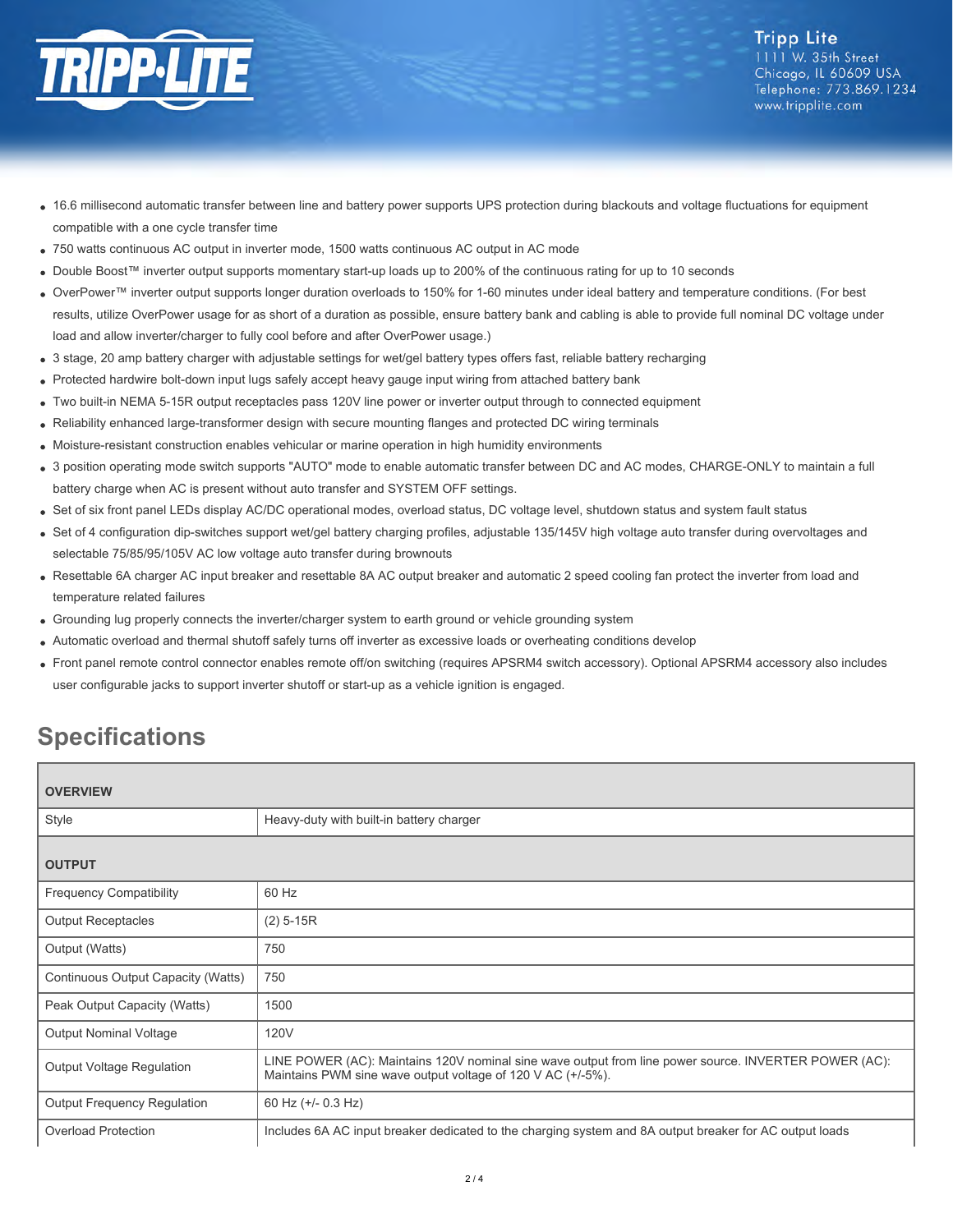- 16.6 millisecond automatic transfer between line and battery power supports UPS protection during blackouts and voltage fluctuations for equipment compatible with a one cycle transfer time
- 750 watts continuous AC output in inverter mode, 1500 watts continuous AC output in AC mode
- Double Boost™ inverter output supports momentary start-up loads up to 200% of the continuous rating for up to 10 seconds
- OverPower™ inverter output supports longer duration overloads to 150% for 1-60 minutes under ideal battery and temperature conditions. (For best results, utilize OverPower usage for as short of a duration as possible, ensure battery bank and cabling is able to provide full nominal DC voltage under load and allow inverter/charger to fully cool before and after OverPower usage.)
- 3 stage, 20 amp battery charger with adjustable settings for wet/gel battery types offers fast, reliable battery recharging
- Protected hardwire bolt-down input lugs safely accept heavy gauge input wiring from attached battery bank
- Two built-in NEMA 5-15R output receptacles pass 120V line power or inverter output through to connected equipment
- Reliability enhanced large-transformer design with secure mounting flanges and protected DC wiring terminals
- Moisture-resistant construction enables vehicular or marine operation in high humidity environments
- 3 position operating mode switch supports "AUTO" mode to enable automatic transfer between DC and AC modes, CHARGE-ONLY to maintain a full battery charge when AC is present without auto transfer and SYSTEM OFF settings.
- Set of six front panel LEDs display AC/DC operational modes, overload status, DC voltage level, shutdown status and system fault status
- Set of 4 configuration dip-switches support wet/gel battery charging profiles, adjustable 135/145V high voltage auto transfer during overvoltages and selectable 75/85/95/105V AC low voltage auto transfer during brownouts
- Resettable 6A charger AC input breaker and resettable 8A AC output breaker and automatic 2 speed cooling fan protect the inverter from load and temperature related failures
- Grounding lug properly connects the inverter/charger system to earth ground or vehicle grounding system
- Automatic overload and thermal shutoff safely turns off inverter as excessive loads or overheating conditions develop
- Front panel remote control connector enables remote off/on switching (requires APSRM4 switch accessory). Optional APSRM4 accessory also includes user configurable jacks to support inverter shutoff or start-up as a vehicle ignition is engaged.

## Specifications

| **OVERVIEW** | |
|---|---|
| Style | Heavy-duty with built-in battery charger |
| **OUTPUT** | |
| Frequency Compatibility | 60 Hz |
| Output Receptacles | (2) 5-15R |
| Output (Watts) | 750 |
| Continuous Output Capacity (Watts) | 750 |
| Peak Output Capacity (Watts) | 1500 |
| Output Nominal Voltage | 120V |
| Output Voltage Regulation | LINE POWER (AC): Maintains 120V nominal sine wave output from line power source. INVERTER POWER (AC): Maintains PWM sine wave output voltage of 120 V AC (+/-5%). |
| Output Frequency Regulation | 60 Hz (+/- 0.3 Hz) |
| Overload Protection | Includes 6A AC input breaker dedicated to the charging system and 8A output breaker for AC output loads |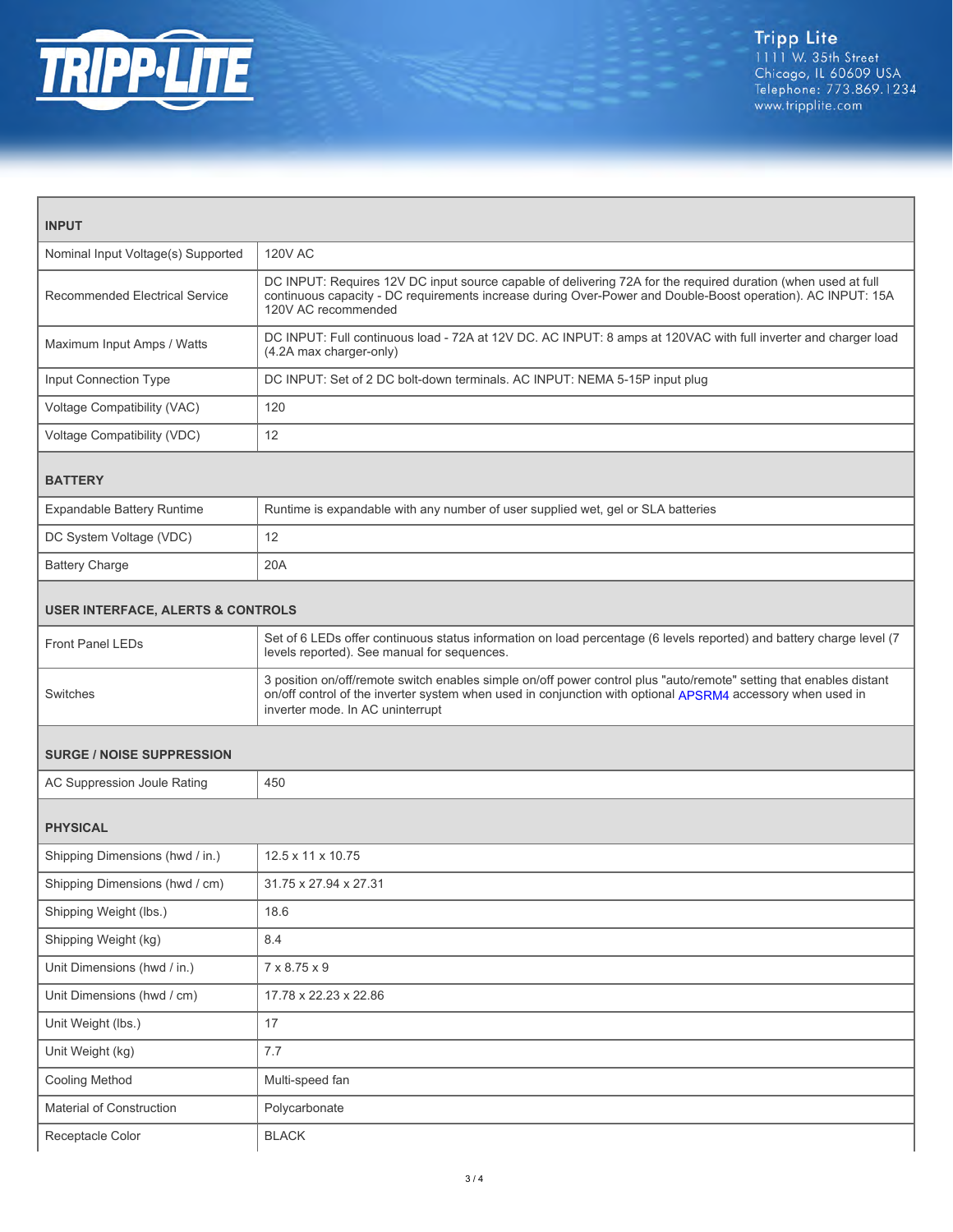| INPUT | |
|---|---|
| Nominal Input Voltage(s) Supported | 120V AC |
| Recommended Electrical Service | DC INPUT: Requires 12V DC input source capable of delivering 72A for the required duration (when used at full continuous capacity - DC requirements increase during Over-Power and Double-Boost operation). AC INPUT: 15A 120V AC recommended |
| Maximum Input Amps / Watts | DC INPUT: Full continuous load - 72A at 12V DC. AC INPUT: 8 amps at 120VAC with full inverter and charger load (4.2A max charger-only) |
| Input Connection Type | DC INPUT: Set of 2 DC bolt-down terminals. AC INPUT: NEMA 5-15P input plug |
| Voltage Compatibility (VAC) | 120 |
| Voltage Compatibility (VDC) | 12 |
| **BATTERY** | |
| Expandable Battery Runtime | Runtime is expandable with any number of user supplied wet, gel or SLA batteries |
| DC System Voltage (VDC) | 12 |
| Battery Charge | 20A |
| **USER INTERFACE, ALERTS & CONTROLS** | |
| Front Panel LEDs | Set of 6 LEDs offer continuous status information on load percentage (6 levels reported) and battery charge level (7 levels reported). See manual for sequences. |
| Switches | 3 position on/off/remote switch enables simple on/off power control plus "auto/remote" setting that enables distant on/off control of the inverter system when used in conjunction with optional APSRM4 accessory when used in inverter mode. In AC uninterrupt |
| **SURGE / NOISE SUPPRESSION** | |
| AC Suppression Joule Rating | 450 |
| **PHYSICAL** | |
| Shipping Dimensions (hwd / in.) | 12.5 x 11 x 10.75 |
| Shipping Dimensions (hwd / cm) | 31.75 x 27.94 x 27.31 |
| Shipping Weight (lbs.) | 18.6 |
| Shipping Weight (kg) | 8.4 |
| Unit Dimensions (hwd / in.) | 7 x 8.75 x 9 |
| Unit Dimensions (hwd / cm) | 17.78 x 22.23 x 22.86 |
| Unit Weight (lbs.) | 17 |
| Unit Weight (kg) | 7.7 |
| Cooling Method | Multi-speed fan |
| Material of Construction | Polycarbonate |
| Receptacle Color | BLACK |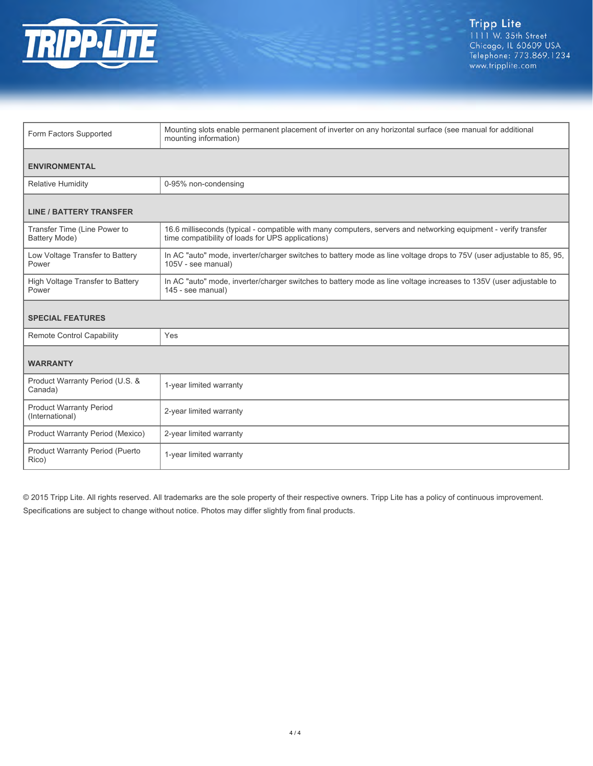| | |
|---|---|
| Form Factors Supported | Mounting slots enable permanent placement of inverter on any horizontal surface (see manual for additional mounting information) |
| **ENVIRONMENTAL** | |
| Relative Humidity | 0-95% non-condensing |
| **LINE / BATTERY TRANSFER** | |
| Transfer Time (Line Power to Battery Mode) | 16.6 milliseconds (typical - compatible with many computers, servers and networking equipment - verify transfer time compatibility of loads for UPS applications) |
| Low Voltage Transfer to Battery Power | In AC "auto" mode, inverter/charger switches to battery mode as line voltage drops to 75V (user adjustable to 85, 95, 105V - see manual) |
| High Voltage Transfer to Battery Power | In AC "auto" mode, inverter/charger switches to battery mode as line voltage increases to 135V (user adjustable to 145 - see manual) |
| **SPECIAL FEATURES** | |
| Remote Control Capability | Yes |
| **WARRANTY** | |
| Product Warranty Period (U.S. & Canada) | 1-year limited warranty |
| Product Warranty Period (International) | 2-year limited warranty |
| Product Warranty Period (Mexico) | 2-year limited warranty |
| Product Warranty Period (Puerto Rico) | 1-year limited warranty |

© 2015 Tripp Lite. All rights reserved. All trademarks are the sole property of their respective owners. Tripp Lite has a policy of continuous improvement. Specifications are subject to change without notice. Photos may differ slightly from final products.